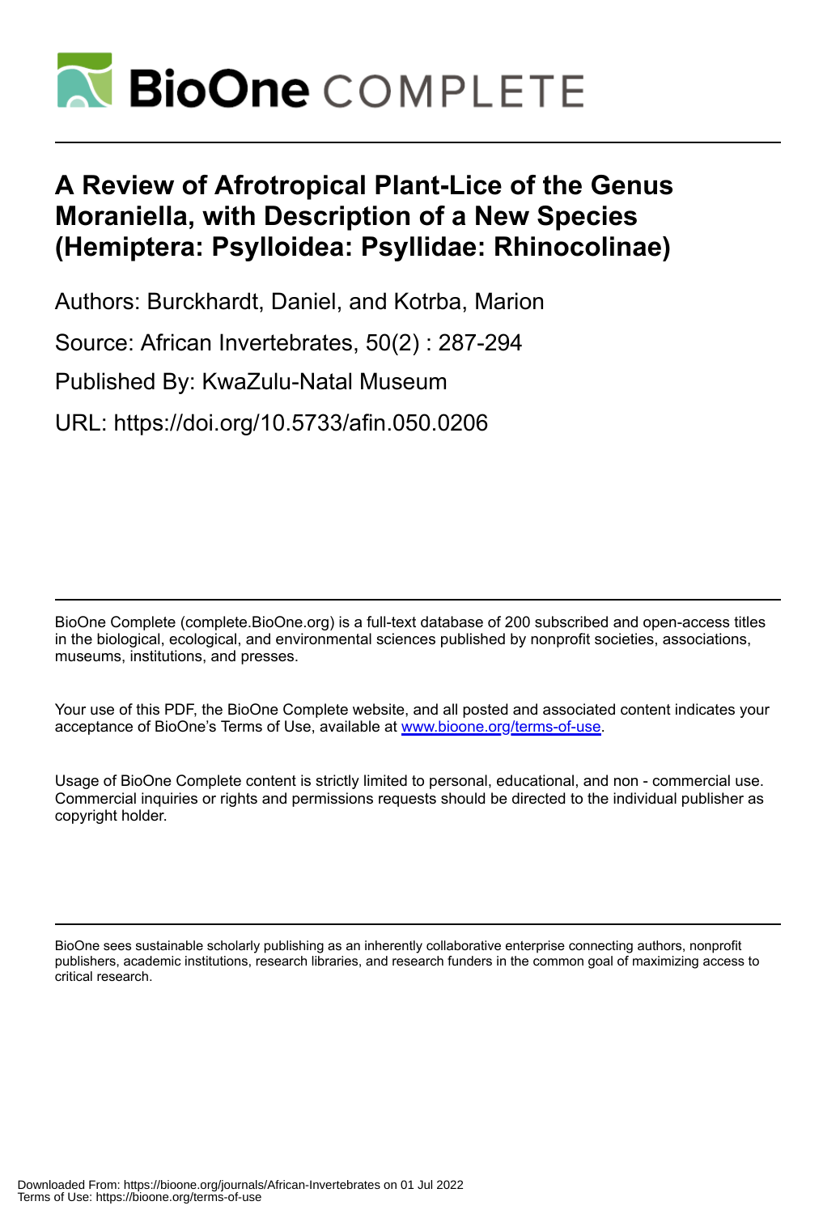# A Review of Afrotropical Plant-Lice of the Genus Moraniella, with Description of a New Species (Hemiptera: Psylloidea: Psyllidae: Rhinocolinae)

Authors: Burckhardt, Daniel, and Kotrba, Marion

Source: African Invertebrates, 50(2) : 287-294

Published By: KwaZulu-Natal Museum

URL: https://doi.org/10.5733/afin.050.0206

---

BioOne Complete (complete.BioOne.org) is a full-text database of 200 subscribed and open-access titles in the biological, ecological, and environmental sciences published by nonprofit societies, associations, museums, institutions, and presses.

Your use of this PDF, the BioOne Complete website, and all posted and associated content indicates your acceptance of BioOne's Terms of Use, available at www.bioone.org/terms-of-use.

Usage of BioOne Complete content is strictly limited to personal, educational, and non - commercial use. Commercial inquiries or rights and permissions requests should be directed to the individual publisher as copyright holder.

---

BioOne sees sustainable scholarly publishing as an inherently collaborative enterprise connecting authors, nonprofit publishers, academic institutions, research libraries, and research funders in the common goal of maximizing access to critical research.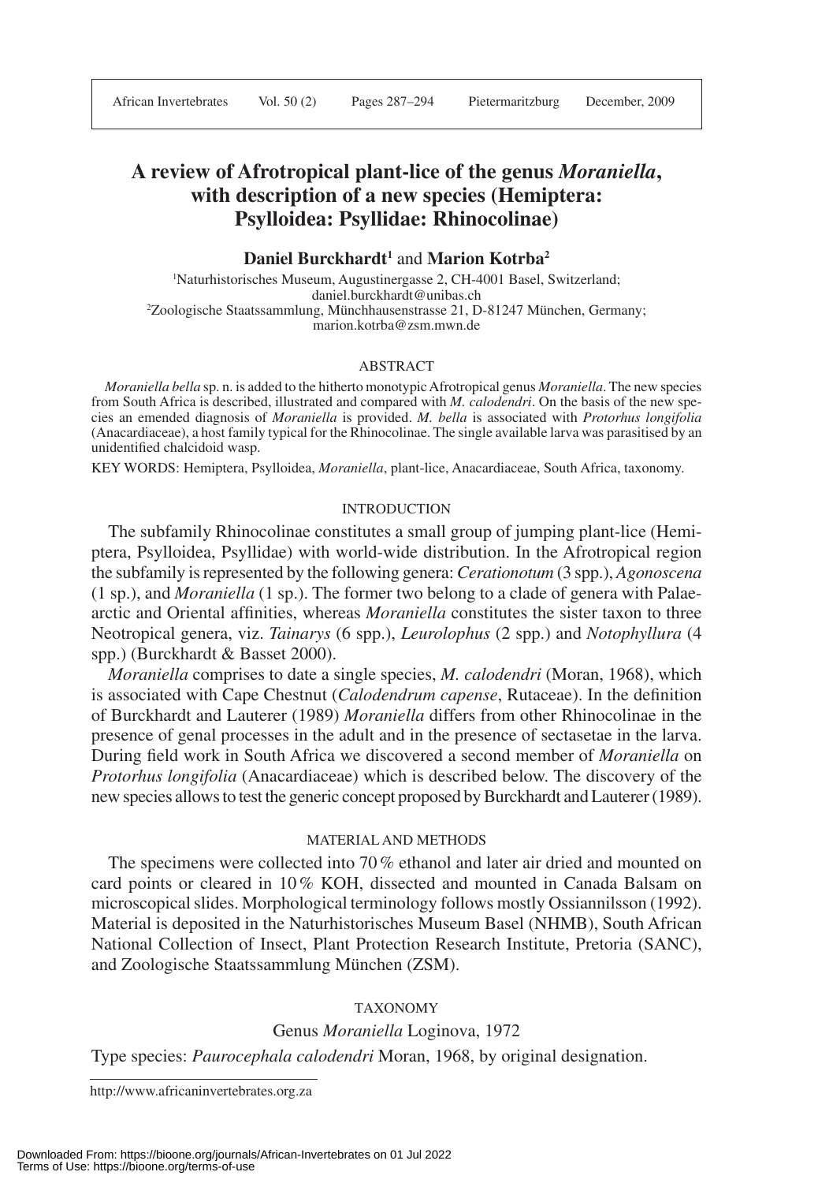# A review of Afrotropical plant-lice of the genus *Moraniella*, with description of a new species (Hemiptera: Psylloidea: Psyllidae: Rhinocolinae)

**Daniel Burckhardt**[1] and **Marion Kotrba**[2]

[1]Naturhistorisches Museum, Augustinergasse 2, CH-4001 Basel, Switzerland; daniel.burckhardt@unibas.ch

[2]Zoologische Staatssammlung, Münchhausenstrasse 21, D-81247 München, Germany; marion.kotrba@zsm.mwn.de

## ABSTRACT

*Moraniella bella* sp. n. is added to the hitherto monotypic Afrotropical genus *Moraniella*. The new species from South Africa is described, illustrated and compared with *M. calodendri*. On the basis of the new species an emended diagnosis of *Moraniella* is provided. *M. bella* is associated with *Protorhus longifolia* (Anacardiaceae), a host family typical for the Rhinocolinae. The single available larva was parasitised by an unidentified chalcidoid wasp.

KEY WORDS: Hemiptera, Psylloidea, *Moraniella*, plant-lice, Anacardiaceae, South Africa, taxonomy.

## INTRODUCTION

The subfamily Rhinocolinae constitutes a small group of jumping plant-lice (Hemiptera, Psylloidea, Psyllidae) with world-wide distribution. In the Afrotropical region the subfamily is represented by the following genera: *Cerationotum* (3 spp.), *Agonoscena* (1 sp.), and *Moraniella* (1 sp.). The former two belong to a clade of genera with Palaearctic and Oriental affinities, whereas *Moraniella* constitutes the sister taxon to three Neotropical genera, viz. *Tainarys* (6 spp.), *Leurolophus* (2 spp.) and *Notophyllura* (4 spp.) (Burckhardt & Basset 2000).

*Moraniella* comprises to date a single species, *M. calodendri* (Moran, 1968), which is associated with Cape Chestnut (*Calodendrum capense*, Rutaceae). In the definition of Burckhardt and Lauterer (1989) *Moraniella* differs from other Rhinocolinae in the presence of genal processes in the adult and in the presence of sectasetae in the larva. During field work in South Africa we discovered a second member of *Moraniella* on *Protorhus longifolia* (Anacardiaceae) which is described below. The discovery of the new species allows to test the generic concept proposed by Burckhardt and Lauterer (1989).

## MATERIAL AND METHODS

The specimens were collected into 70 % ethanol and later air dried and mounted on card points or cleared in 10 % KOH, dissected and mounted in Canada Balsam on microscopical slides. Morphological terminology follows mostly Ossiannilsson (1992). Material is deposited in the Naturhistorisches Museum Basel (NHMB), South African National Collection of Insect, Plant Protection Research Institute, Pretoria (SANC), and Zoologische Staatssammlung München (ZSM).

## TAXONOMY

### Genus *Moraniella* Loginova, 1972

Type species: *Paurocephala calodendri* Moran, 1968, by original designation.

http://www.africaninvertebrates.org.za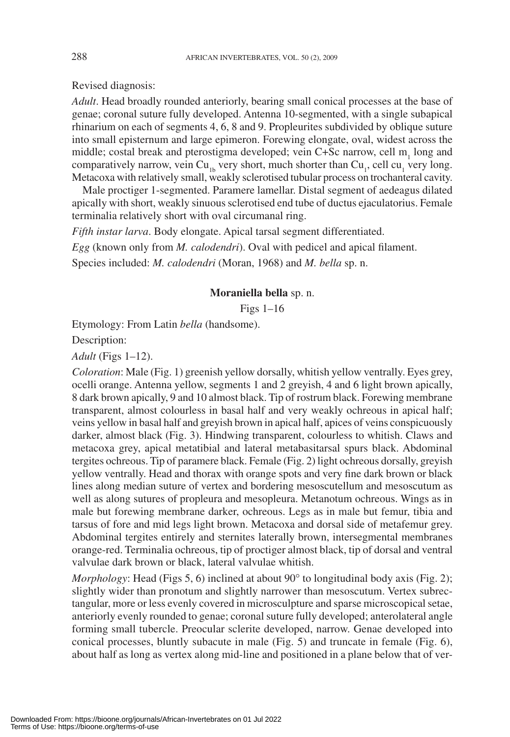Revised diagnosis:

*Adult*. Head broadly rounded anteriorly, bearing small conical processes at the base of genae; coronal suture fully developed. Antenna 10-segmented, with a single subapical rhinarium on each of segments 4, 6, 8 and 9. Propleurites subdivided by oblique suture into small episternum and large epimeron. Forewing elongate, oval, widest across the middle; costal break and pterostigma developed; vein C+Sc narrow, cell $m_1$ long and comparatively narrow, vein $Cu_{1b}$ very short, much shorter than $Cu_1$, cell $cu_1$ very long. Metacoxa with relatively small, weakly sclerotised tubular process on trochanteral cavity.

Male proctiger 1-segmented. Paramere lamellar. Distal segment of aedeagus dilated apically with short, weakly sinuous sclerotised end tube of ductus ejaculatorius. Female terminalia relatively short with oval circumanal ring.

*Fifth instar larva*. Body elongate. Apical tarsal segment differentiated.

*Egg* (known only from *M. calodendri*). Oval with pedicel and apical filament.

Species included: *M. calodendri* (Moran, 1968) and *M. bella* sp. n.

## **Moraniella bella** sp. n.

Figs 1–16

Etymology: From Latin *bella* (handsome).

Description:

*Adult* (Figs 1–12).

*Coloration*: Male (Fig. 1) greenish yellow dorsally, whitish yellow ventrally. Eyes grey, ocelli orange. Antenna yellow, segments 1 and 2 greyish, 4 and 6 light brown apically, 8 dark brown apically, 9 and 10 almost black. Tip of rostrum black. Forewing membrane transparent, almost colourless in basal half and very weakly ochreous in apical half; veins yellow in basal half and greyish brown in apical half, apices of veins conspicuously darker, almost black (Fig. 3). Hindwing transparent, colourless to whitish. Claws and metacoxa grey, apical metatibial and lateral metabasitarsal spurs black. Abdominal tergites ochreous. Tip of paramere black. Female (Fig. 2) light ochreous dorsally, greyish yellow ventrally. Head and thorax with orange spots and very fine dark brown or black lines along median suture of vertex and bordering mesoscutellum and mesoscutum as well as along sutures of propleura and mesopleura. Metanotum ochreous. Wings as in male but forewing membrane darker, ochreous. Legs as in male but femur, tibia and tarsus of fore and mid legs light brown. Metacoxa and dorsal side of metafemur grey. Abdominal tergites entirely and sternites laterally brown, intersegmental membranes orange-red. Terminalia ochreous, tip of proctiger almost black, tip of dorsal and ventral valvulae dark brown or black, lateral valvulae whitish.

*Morphology*: Head (Figs 5, 6) inclined at about 90° to longitudinal body axis (Fig. 2); slightly wider than pronotum and slightly narrower than mesoscutum. Vertex subrectangular, more or less evenly covered in microsculpture and sparse microscopical setae, anteriorly evenly rounded to genae; coronal suture fully developed; anterolateral angle forming small tubercle. Preocular sclerite developed, narrow. Genae developed into conical processes, bluntly subacute in male (Fig. 5) and truncate in female (Fig. 6), about half as long as vertex along mid-line and positioned in a plane below that of ver-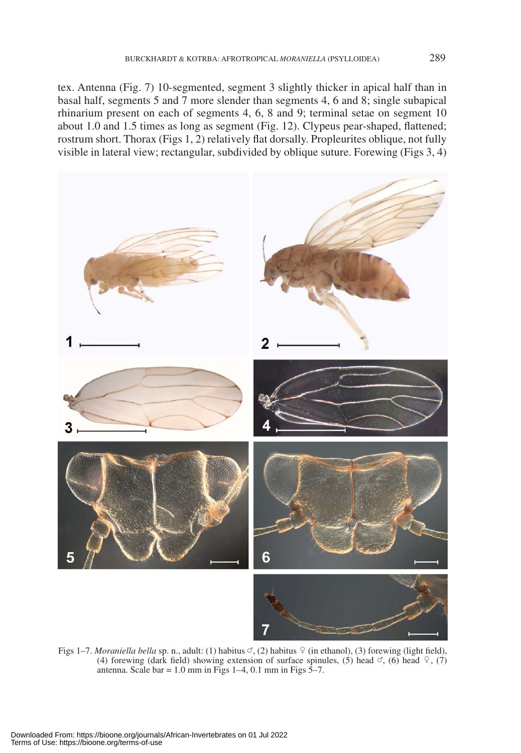tex. Antenna (Fig. 7) 10-segmented, segment 3 slightly thicker in apical half than in basal half, segments 5 and 7 more slender than segments 4, 6 and 8; single subapical rhinarium present on each of segments 4, 6, 8 and 9; terminal setae on segment 10 about 1.0 and 1.5 times as long as segment (Fig. 12). Clypeus pear-shaped, flattened; rostrum short. Thorax (Figs 1, 2) relatively flat dorsally. Propleurites oblique, not fully visible in lateral view; rectangular, subdivided by oblique suture. Forewing (Figs 3, 4)

Figs 1–7. *Moraniella bella* sp. n., adult: (1) habitus ♂, (2) habitus ♀ (in ethanol), (3) forewing (light field), (4) forewing (dark field) showing extension of surface spinules, (5) head ♂, (6) head ♀, (7) antenna. Scale bar = 1.0 mm in Figs 1–4, 0.1 mm in Figs 5–7.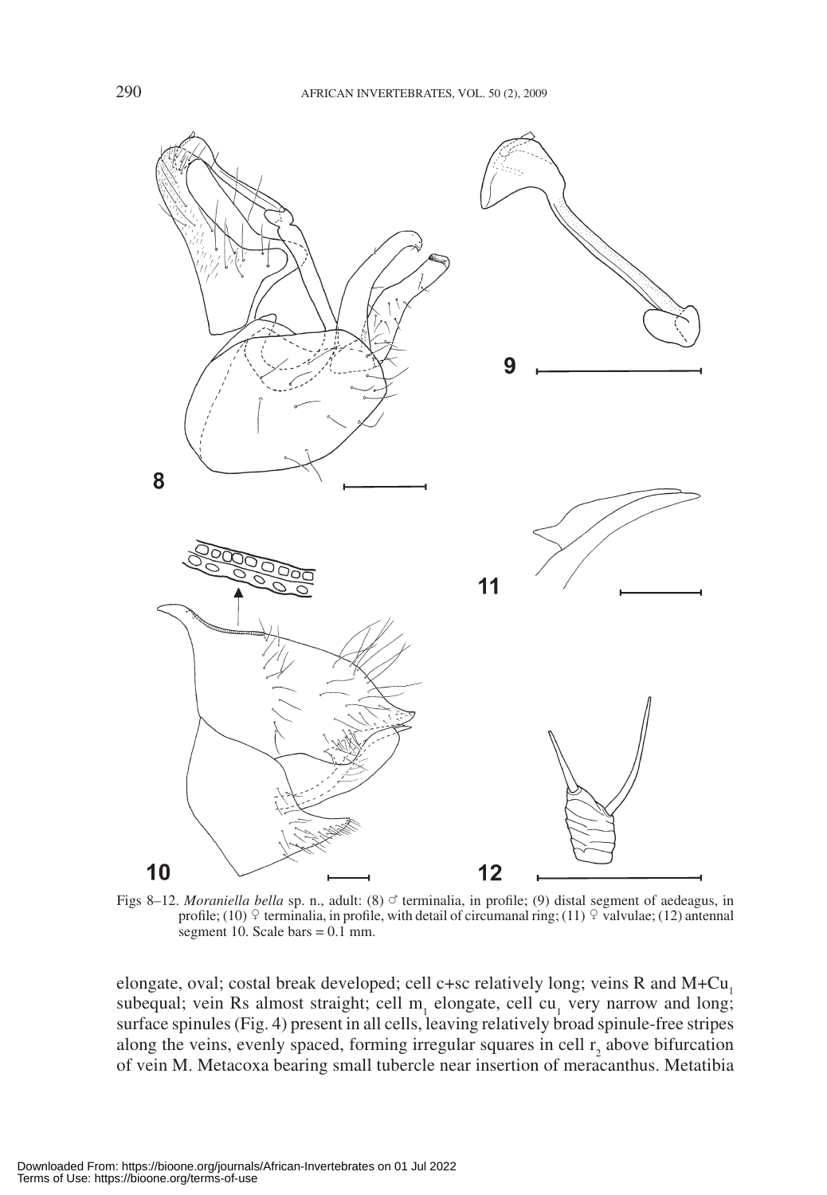Figs 8–12. *Moraniella bella* sp. n., adult: (8) ♂ terminalia, in profile; (9) distal segment of aedeagus, in profile; (10) ♀ terminalia, in profile, with detail of circumanal ring; (11) ♀ valvulae; (12) antennal segment 10. Scale bars = 0.1 mm.

elongate, oval; costal break developed; cell c+sc relatively long; veins R and M+$Cu_1$ subequal; vein Rs almost straight; cell $m_1$ elongate, cell $cu_1$ very narrow and long; surface spinules (Fig. 4) present in all cells, leaving relatively broad spinule-free stripes along the veins, evenly spaced, forming irregular squares in cell $r_2$ above bifurcation of vein M. Metacoxa bearing small tubercle near insertion of meracanthus. Metatibia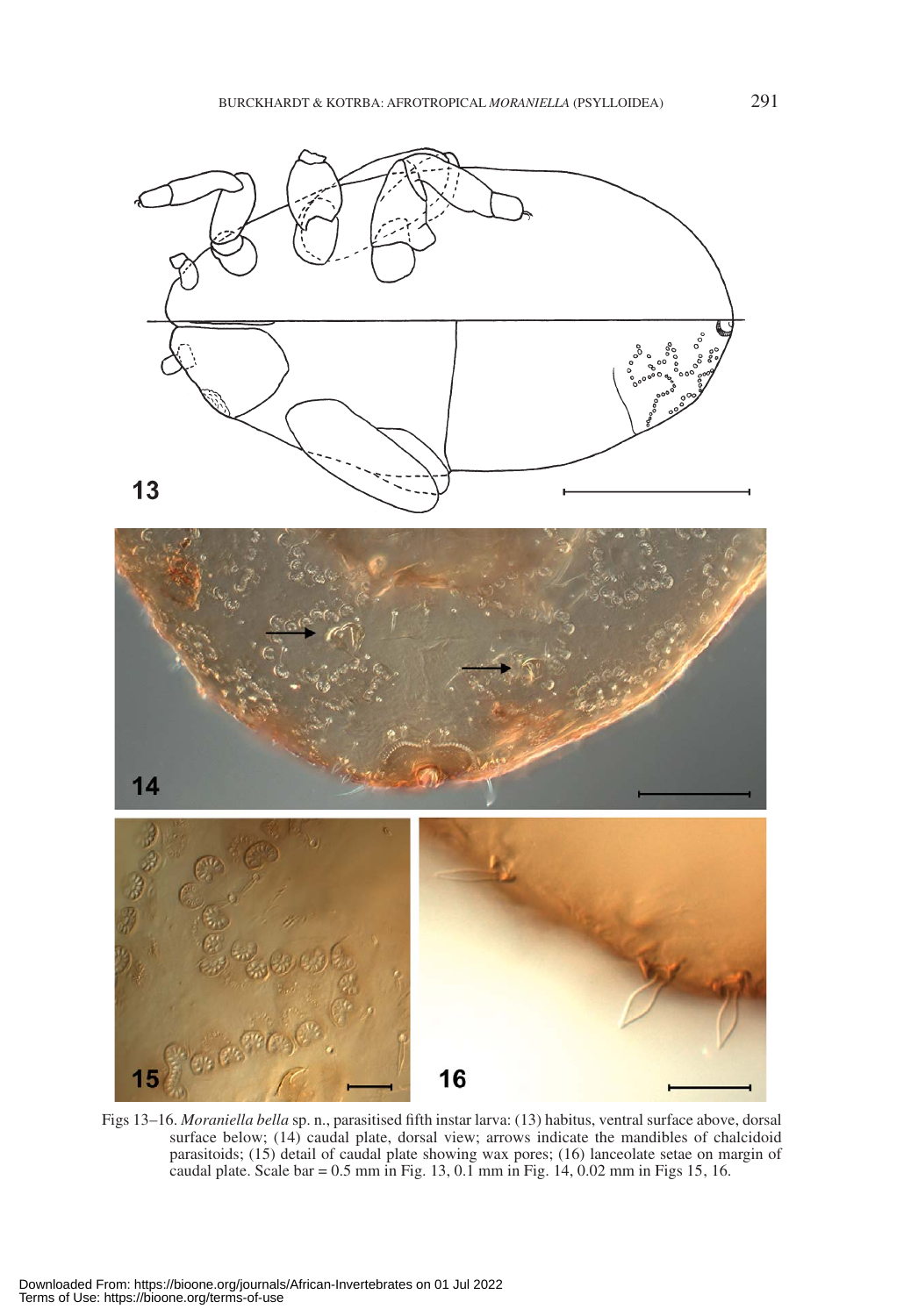Figs 13–16. *Moraniella bella* sp. n., parasitised fifth instar larva: (13) habitus, ventral surface above, dorsal surface below; (14) caudal plate, dorsal view; arrows indicate the mandibles of chalcidoid parasitoids; (15) detail of caudal plate showing wax pores; (16) lanceolate setae on margin of caudal plate. Scale bar = 0.5 mm in Fig. 13, 0.1 mm in Fig. 14, 0.02 mm in Figs 15, 16.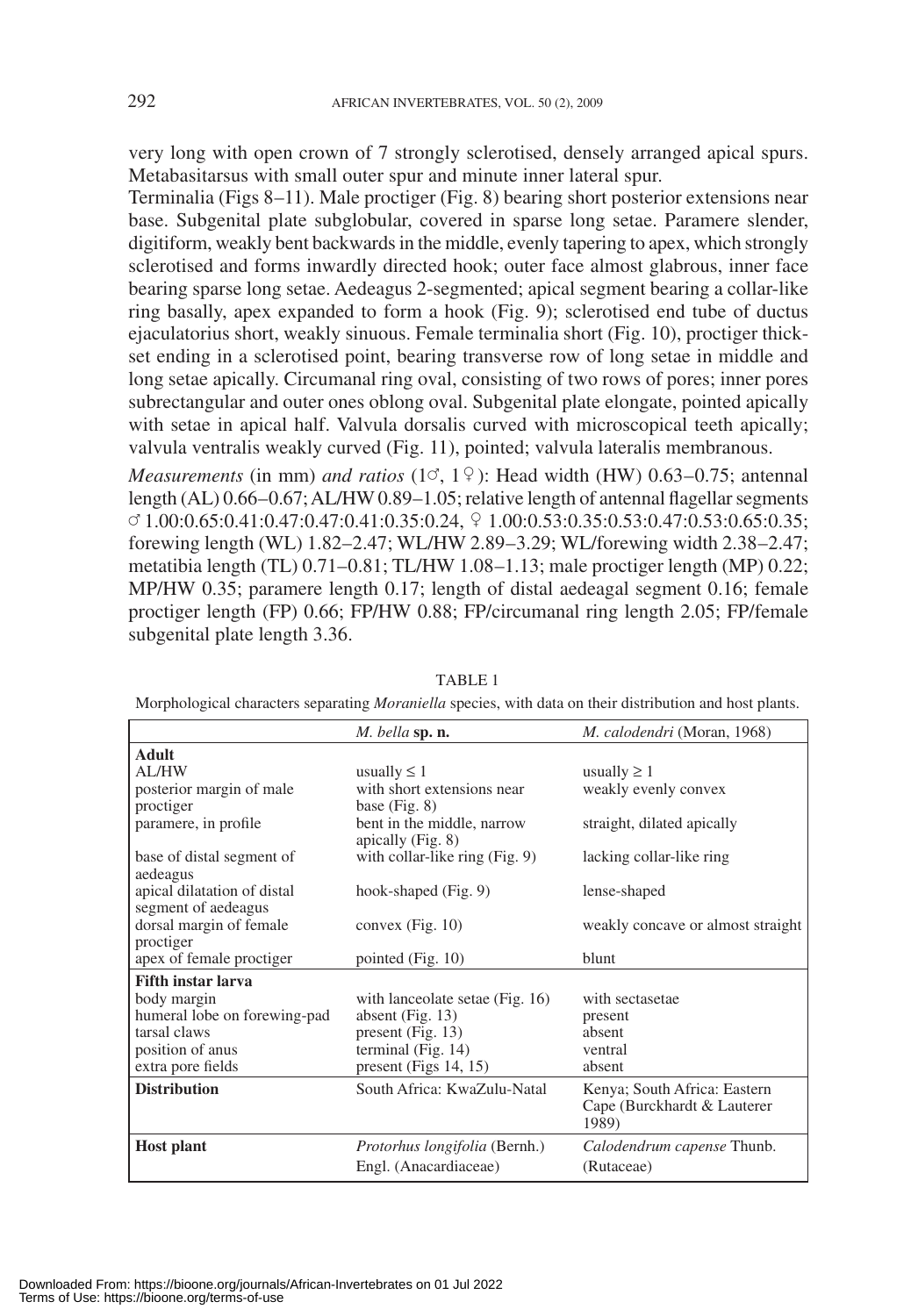very long with open crown of 7 strongly sclerotised, densely arranged apical spurs. Metabasitarsus with small outer spur and minute inner lateral spur.

Terminalia (Figs 8–11). Male proctiger (Fig. 8) bearing short posterior extensions near base. Subgenital plate subglobular, covered in sparse long setae. Paramere slender, digitiform, weakly bent backwards in the middle, evenly tapering to apex, which strongly sclerotised and forms inwardly directed hook; outer face almost glabrous, inner face bearing sparse long setae. Aedeagus 2-segmented; apical segment bearing a collar-like ring basally, apex expanded to form a hook (Fig. 9); sclerotised end tube of ductus ejaculatorius short, weakly sinuous. Female terminalia short (Fig. 10), proctiger thick-set ending in a sclerotised point, bearing transverse row of long setae in middle and long setae apically. Circumanal ring oval, consisting of two rows of pores; inner pores subrectangular and outer ones oblong oval. Subgenital plate elongate, pointed apically with setae in apical half. Valvula dorsalis curved with microscopical teeth apically; valvula ventralis weakly curved (Fig. 11), pointed; valvula lateralis membranous.

*Measurements* (in mm) *and ratios* (1♂, 1♀): Head width (HW) 0.63–0.75; antennal length (AL) 0.66–0.67; AL/HW 0.89–1.05; relative length of antennal flagellar segments ♂ 1.00:0.65:0.41:0.47:0.47:0.41:0.35:0.24, ♀ 1.00:0.53:0.35:0.53:0.47:0.53:0.65:0.35; forewing length (WL) 1.82–2.47; WL/HW 2.89–3.29; WL/forewing width 2.38–2.47; metatibia length (TL) 0.71–0.81; TL/HW 1.08–1.13; male proctiger length (MP) 0.22; MP/HW 0.35; paramere length 0.17; length of distal aedeagal segment 0.16; female proctiger length (FP) 0.66; FP/HW 0.88; FP/circumanal ring length 2.05; FP/female subgenital plate length 3.36.

TABLE 1

Morphological characters separating *Moraniella* species, with data on their distribution and host plants.

| | *M. bella* **sp. n.** | *M. calodendri* (Moran, 1968) |
|---|---|---|
| **Adult** | | |
| AL/HW | usually ≤ 1 | usually ≥ 1 |
| posterior margin of male proctiger | with short extensions near base (Fig. 8) | weakly evenly convex |
| paramere, in profile | bent in the middle, narrow apically (Fig. 8) | straight, dilated apically |
| base of distal segment of aedeagus | with collar-like ring (Fig. 9) | lacking collar-like ring |
| apical dilatation of distal segment of aedeagus | hook-shaped (Fig. 9) | lense-shaped |
| dorsal margin of female proctiger | convex (Fig. 10) | weakly concave or almost straight |
| apex of female proctiger | pointed (Fig. 10) | blunt |
| **Fifth instar larva** | | |
| body margin | with lanceolate setae (Fig. 16) | with sectasetae |
| humeral lobe on forewing-pad | absent (Fig. 13) | present |
| tarsal claws | present (Fig. 13) | absent |
| position of anus | terminal (Fig. 14) | ventral |
| extra pore fields | present (Figs 14, 15) | absent |
| **Distribution** | South Africa: KwaZulu-Natal | Kenya; South Africa: Eastern Cape (Burckhardt & Lauterer 1989) |
| **Host plant** | *Protorhus longifolia* (Bernh.) Engl. (Anacardiaceae) | *Calodendrum capense* Thunb. (Rutaceae) |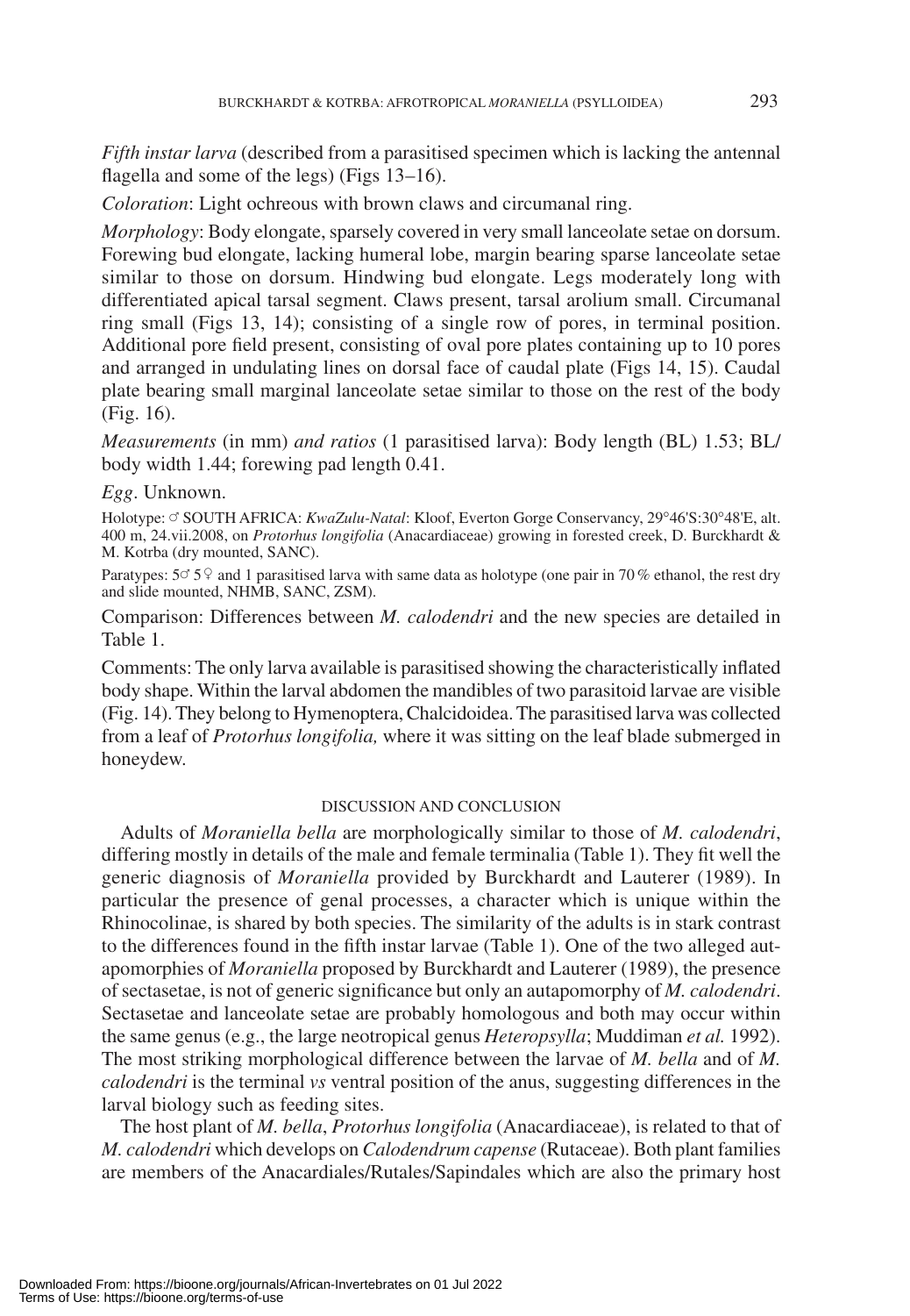*Fifth instar larva* (described from a parasitised specimen which is lacking the antennal flagella and some of the legs) (Figs 13–16).

*Coloration*: Light ochreous with brown claws and circumanal ring.

*Morphology*: Body elongate, sparsely covered in very small lanceolate setae on dorsum. Forewing bud elongate, lacking humeral lobe, margin bearing sparse lanceolate setae similar to those on dorsum. Hindwing bud elongate. Legs moderately long with differentiated apical tarsal segment. Claws present, tarsal arolium small. Circumanal ring small (Figs 13, 14); consisting of a single row of pores, in terminal position. Additional pore field present, consisting of oval pore plates containing up to 10 pores and arranged in undulating lines on dorsal face of caudal plate (Figs 14, 15). Caudal plate bearing small marginal lanceolate setae similar to those on the rest of the body (Fig. 16).

*Measurements* (in mm) *and ratios* (1 parasitised larva): Body length (BL) 1.53; BL/body width 1.44; forewing pad length 0.41.

*Egg*. Unknown.

Holotype: ♂ SOUTH AFRICA: *KwaZulu-Natal*: Kloof, Everton Gorge Conservancy, 29°46'S:30°48'E, alt. 400 m, 24.vii.2008, on *Protorhus longifolia* (Anacardiaceae) growing in forested creek, D. Burckhardt & M. Kotrba (dry mounted, SANC).

Paratypes: 5♂ 5♀ and 1 parasitised larva with same data as holotype (one pair in 70 % ethanol, the rest dry and slide mounted, NHMB, SANC, ZSM).

Comparison: Differences between *M. calodendri* and the new species are detailed in Table 1.

Comments: The only larva available is parasitised showing the characteristically inflated body shape. Within the larval abdomen the mandibles of two parasitoid larvae are visible (Fig. 14). They belong to Hymenoptera, Chalcidoidea. The parasitised larva was collected from a leaf of *Protorhus longifolia,* where it was sitting on the leaf blade submerged in honeydew.

## DISCUSSION AND CONCLUSION

Adults of *Moraniella bella* are morphologically similar to those of *M. calodendri*, differing mostly in details of the male and female terminalia (Table 1). They fit well the generic diagnosis of *Moraniella* provided by Burckhardt and Lauterer (1989). In particular the presence of genal processes, a character which is unique within the Rhinocolinae, is shared by both species. The similarity of the adults is in stark contrast to the differences found in the fifth instar larvae (Table 1). One of the two alleged autapomorphies of *Moraniella* proposed by Burckhardt and Lauterer (1989), the presence of sectasetae, is not of generic significance but only an autapomorphy of *M. calodendri*. Sectasetae and lanceolate setae are probably homologous and both may occur within the same genus (e.g., the large neotropical genus *Heteropsylla*; Muddiman *et al.* 1992). The most striking morphological difference between the larvae of *M. bella* and of *M. calodendri* is the terminal *vs* ventral position of the anus, suggesting differences in the larval biology such as feeding sites.

The host plant of *M. bella*, *Protorhus longifolia* (Anacardiaceae), is related to that of *M. calodendri* which develops on *Calodendrum capense* (Rutaceae). Both plant families are members of the Anacardiales/Rutales/Sapindales which are also the primary host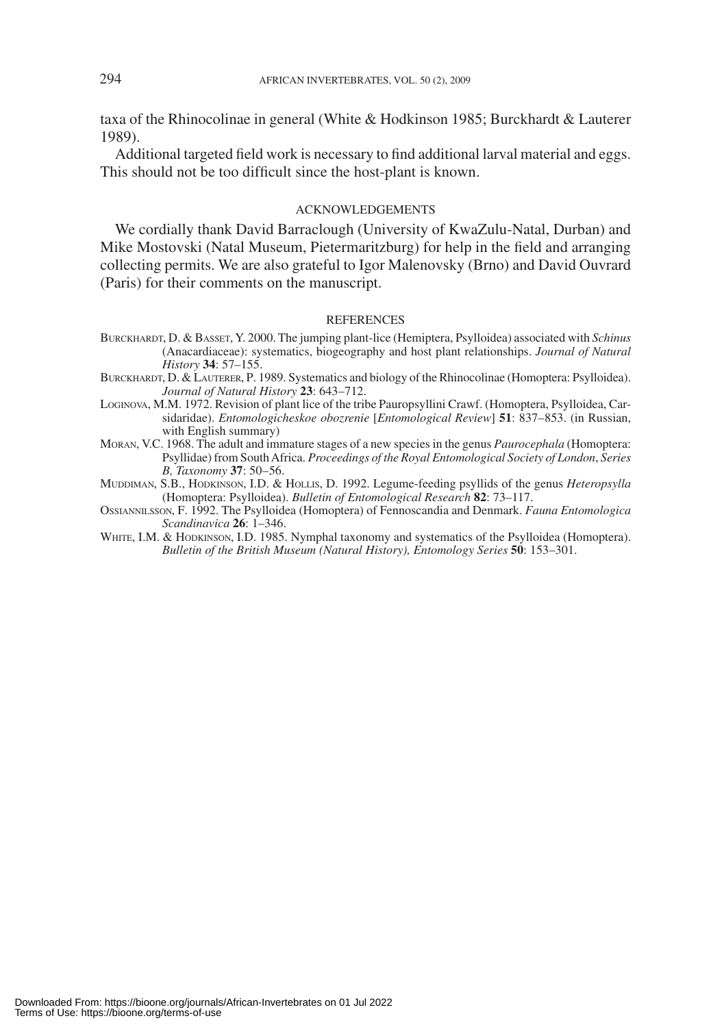taxa of the Rhinocolinae in general (White & Hodkinson 1985; Burckhardt & Lauterer 1989).

Additional targeted field work is necessary to find additional larval material and eggs. This should not be too difficult since the host-plant is known.

## ACKNOWLEDGEMENTS

We cordially thank David Barraclough (University of KwaZulu-Natal, Durban) and Mike Mostovski (Natal Museum, Pietermaritzburg) for help in the field and arranging collecting permits. We are also grateful to Igor Malenovsky (Brno) and David Ouvrard (Paris) for their comments on the manuscript.

## REFERENCES

Burckhardt, D. & Basset, Y. 2000. The jumping plant-lice (Hemiptera, Psylloidea) associated with *Schinus* (Anacardiaceae): systematics, biogeography and host plant relationships. *Journal of Natural History* **34**: 57–155.

Burckhardt, D. & Lauterer, P. 1989. Systematics and biology of the Rhinocolinae (Homoptera: Psylloidea). *Journal of Natural History* **23**: 643–712.

Loginova, M.M. 1972. Revision of plant lice of the tribe Pauropsyllini Crawf. (Homoptera, Psylloidea, Carsidaridae). *Entomologicheskoe obozrenie* [*Entomological Review*] **51**: 837–853. (in Russian, with English summary)

Moran, V.C. 1968. The adult and immature stages of a new species in the genus *Paurocephala* (Homoptera: Psyllidae) from South Africa. *Proceedings of the Royal Entomological Society of London*, *Series B, Taxonomy* **37**: 50–56.

Muddiman, S.B., Hodkinson, I.D. & Hollis, D. 1992. Legume-feeding psyllids of the genus *Heteropsylla* (Homoptera: Psylloidea). *Bulletin of Entomological Research* **82**: 73–117.

Ossiannilsson, F. 1992. The Psylloidea (Homoptera) of Fennoscandia and Denmark. *Fauna Entomologica Scandinavica* **26**: 1–346.

White, I.M. & Hodkinson, I.D. 1985. Nymphal taxonomy and systematics of the Psylloidea (Homoptera). *Bulletin of the British Museum (Natural History), Entomology Series* **50**: 153–301.